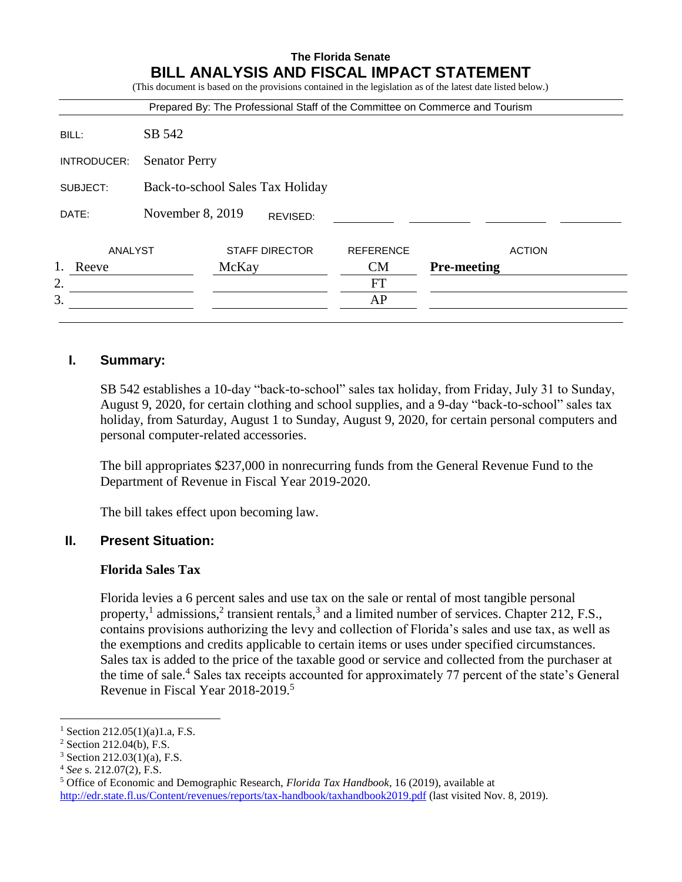**The Florida Senate**

# BILL ANALYSIS AND FISCAL IMPACT STATEMENT

(This document is based on the provisions contained in the legislation as of the latest date listed below.)

Prepared By: The Professional Staff of the Committee on Commerce and Tourism

| | |
|---|---|
| BILL: | SB 542 |
| INTRODUCER: | Senator Perry |
| SUBJECT: | Back-to-school Sales Tax Holiday |
| DATE: | November 8, 2019 REVISED: |

| ANALYST | STAFF DIRECTOR | REFERENCE | ACTION |
|---|---|---|---|
| 1. Reeve | McKay | CM | **Pre-meeting** |
| 2. | | FT | |
| 3. | | AP | |

## I. Summary:

SB 542 establishes a 10-day "back-to-school" sales tax holiday, from Friday, July 31 to Sunday, August 9, 2020, for certain clothing and school supplies, and a 9-day "back-to-school" sales tax holiday, from Saturday, August 1 to Sunday, August 9, 2020, for certain personal computers and personal computer-related accessories.

The bill appropriates $237,000 in nonrecurring funds from the General Revenue Fund to the Department of Revenue in Fiscal Year 2019-2020.

The bill takes effect upon becoming law.

## II. Present Situation:

### Florida Sales Tax

Florida levies a 6 percent sales and use tax on the sale or rental of most tangible personal property,[1] admissions,[2] transient rentals,[3] and a limited number of services. Chapter 212, F.S., contains provisions authorizing the levy and collection of Florida's sales and use tax, as well as the exemptions and credits applicable to certain items or uses under specified circumstances. Sales tax is added to the price of the taxable good or service and collected from the purchaser at the time of sale.[4] Sales tax receipts accounted for approximately 77 percent of the state's General Revenue in Fiscal Year 2018-2019.[5]

---

[1] Section 212.05(1)(a)1.a, F.S.

[2] Section 212.04(b), F.S.

[3] Section 212.03(1)(a), F.S.

[4] *See* s. 212.07(2), F.S.

[5] Office of Economic and Demographic Research, *Florida Tax Handbook*, 16 (2019), available at http://edr.state.fl.us/Content/revenues/reports/tax-handbook/taxhandbook2019.pdf (last visited Nov. 8, 2019).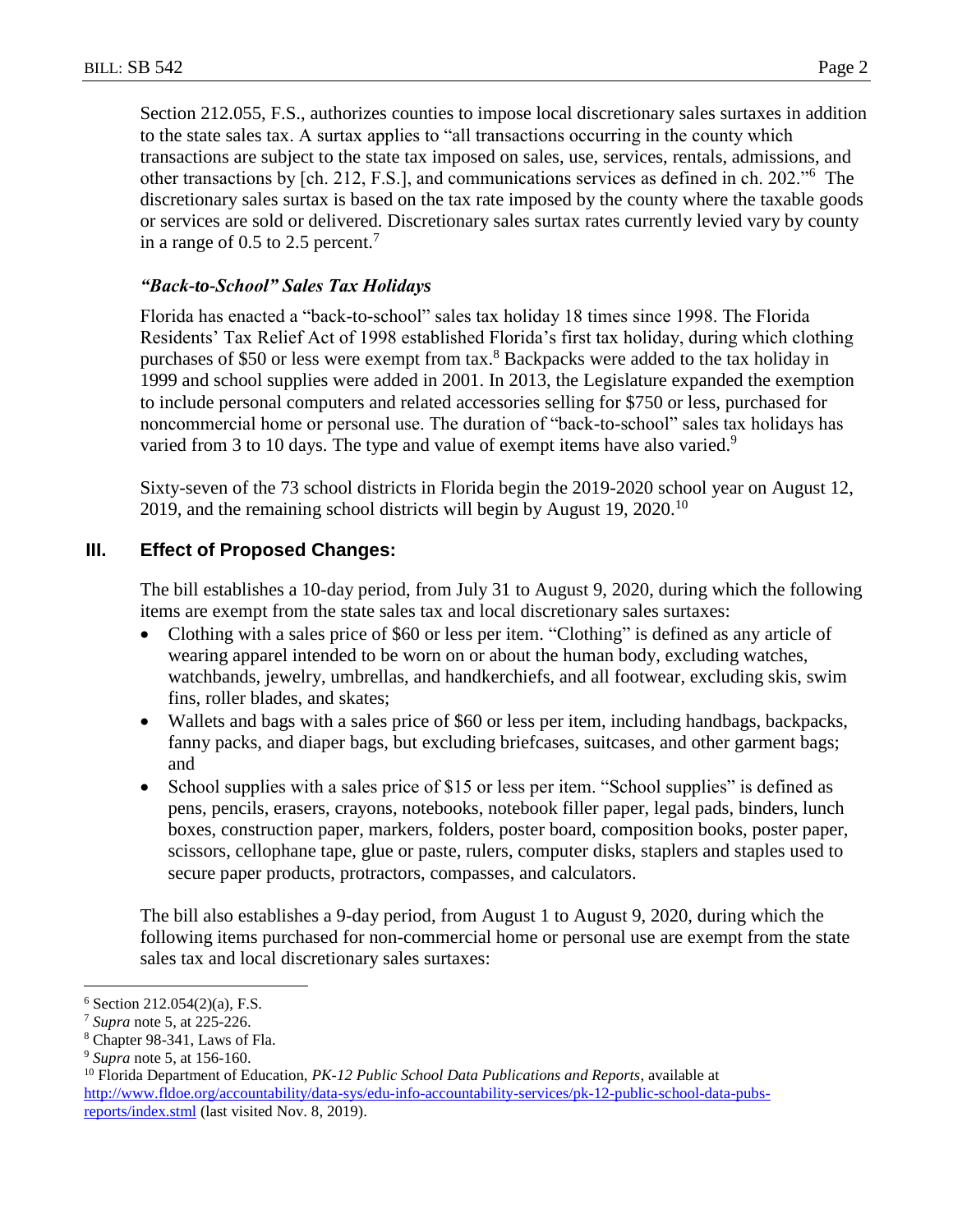Section 212.055, F.S., authorizes counties to impose local discretionary sales surtaxes in addition to the state sales tax. A surtax applies to "all transactions occurring in the county which transactions are subject to the state tax imposed on sales, use, services, rentals, admissions, and other transactions by [ch. 212, F.S.], and communications services as defined in ch. 202."[6] The discretionary sales surtax is based on the tax rate imposed by the county where the taxable goods or services are sold or delivered. Discretionary sales surtax rates currently levied vary by county in a range of 0.5 to 2.5 percent.[7]

### *"Back-to-School" Sales Tax Holidays*

Florida has enacted a "back-to-school" sales tax holiday 18 times since 1998. The Florida Residents' Tax Relief Act of 1998 established Florida's first tax holiday, during which clothing purchases of $50 or less were exempt from tax.[8] Backpacks were added to the tax holiday in 1999 and school supplies were added in 2001. In 2013, the Legislature expanded the exemption to include personal computers and related accessories selling for $750 or less, purchased for noncommercial home or personal use. The duration of "back-to-school" sales tax holidays has varied from 3 to 10 days. The type and value of exempt items have also varied.[9]

Sixty-seven of the 73 school districts in Florida begin the 2019-2020 school year on August 12, 2019, and the remaining school districts will begin by August 19, 2020.[10]

## III. Effect of Proposed Changes:

The bill establishes a 10-day period, from July 31 to August 9, 2020, during which the following items are exempt from the state sales tax and local discretionary sales surtaxes:

- Clothing with a sales price of $60 or less per item. "Clothing" is defined as any article of wearing apparel intended to be worn on or about the human body, excluding watches, watchbands, jewelry, umbrellas, and handkerchiefs, and all footwear, excluding skis, swim fins, roller blades, and skates;
- Wallets and bags with a sales price of $60 or less per item, including handbags, backpacks, fanny packs, and diaper bags, but excluding briefcases, suitcases, and other garment bags; and
- School supplies with a sales price of $15 or less per item. "School supplies" is defined as pens, pencils, erasers, crayons, notebooks, notebook filler paper, legal pads, binders, lunch boxes, construction paper, markers, folders, poster board, composition books, poster paper, scissors, cellophane tape, glue or paste, rulers, computer disks, staplers and staples used to secure paper products, protractors, compasses, and calculators.

The bill also establishes a 9-day period, from August 1 to August 9, 2020, during which the following items purchased for non-commercial home or personal use are exempt from the state sales tax and local discretionary sales surtaxes:

---

[6] Section 212.054(2)(a), F.S.

[7] *Supra* note 5, at 225-226.

[8] Chapter 98-341, Laws of Fla.

[9] *Supra* note 5, at 156-160.

[10] Florida Department of Education, *PK-12 Public School Data Publications and Reports*, available at http://www.fldoe.org/accountability/data-sys/edu-info-accountability-services/pk-12-public-school-data-pubs-reports/index.stml (last visited Nov. 8, 2019).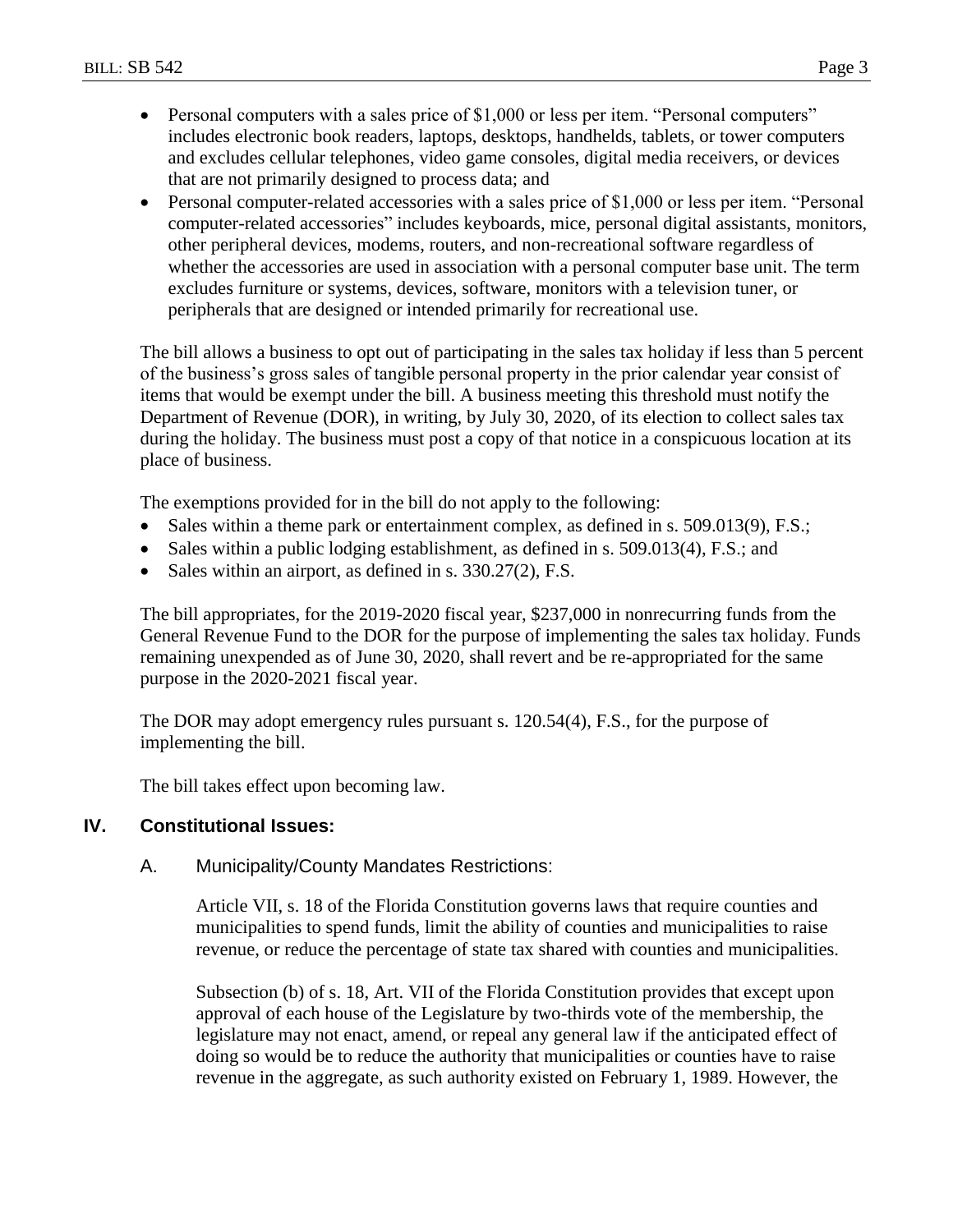- Personal computers with a sales price of $1,000 or less per item. "Personal computers" includes electronic book readers, laptops, desktops, handhelds, tablets, or tower computers and excludes cellular telephones, video game consoles, digital media receivers, or devices that are not primarily designed to process data; and
- Personal computer-related accessories with a sales price of $1,000 or less per item. "Personal computer-related accessories" includes keyboards, mice, personal digital assistants, monitors, other peripheral devices, modems, routers, and non-recreational software regardless of whether the accessories are used in association with a personal computer base unit. The term excludes furniture or systems, devices, software, monitors with a television tuner, or peripherals that are designed or intended primarily for recreational use.

The bill allows a business to opt out of participating in the sales tax holiday if less than 5 percent of the business's gross sales of tangible personal property in the prior calendar year consist of items that would be exempt under the bill. A business meeting this threshold must notify the Department of Revenue (DOR), in writing, by July 30, 2020, of its election to collect sales tax during the holiday. The business must post a copy of that notice in a conspicuous location at its place of business.

The exemptions provided for in the bill do not apply to the following:

- Sales within a theme park or entertainment complex, as defined in s. 509.013(9), F.S.;
- Sales within a public lodging establishment, as defined in s. 509.013(4), F.S.; and
- Sales within an airport, as defined in s. 330.27(2), F.S.

The bill appropriates, for the 2019-2020 fiscal year, $237,000 in nonrecurring funds from the General Revenue Fund to the DOR for the purpose of implementing the sales tax holiday. Funds remaining unexpended as of June 30, 2020, shall revert and be re-appropriated for the same purpose in the 2020-2021 fiscal year.

The DOR may adopt emergency rules pursuant s. 120.54(4), F.S., for the purpose of implementing the bill.

The bill takes effect upon becoming law.

## IV. Constitutional Issues:

### A. Municipality/County Mandates Restrictions:

Article VII, s. 18 of the Florida Constitution governs laws that require counties and municipalities to spend funds, limit the ability of counties and municipalities to raise revenue, or reduce the percentage of state tax shared with counties and municipalities.

Subsection (b) of s. 18, Art. VII of the Florida Constitution provides that except upon approval of each house of the Legislature by two-thirds vote of the membership, the legislature may not enact, amend, or repeal any general law if the anticipated effect of doing so would be to reduce the authority that municipalities or counties have to raise revenue in the aggregate, as such authority existed on February 1, 1989. However, the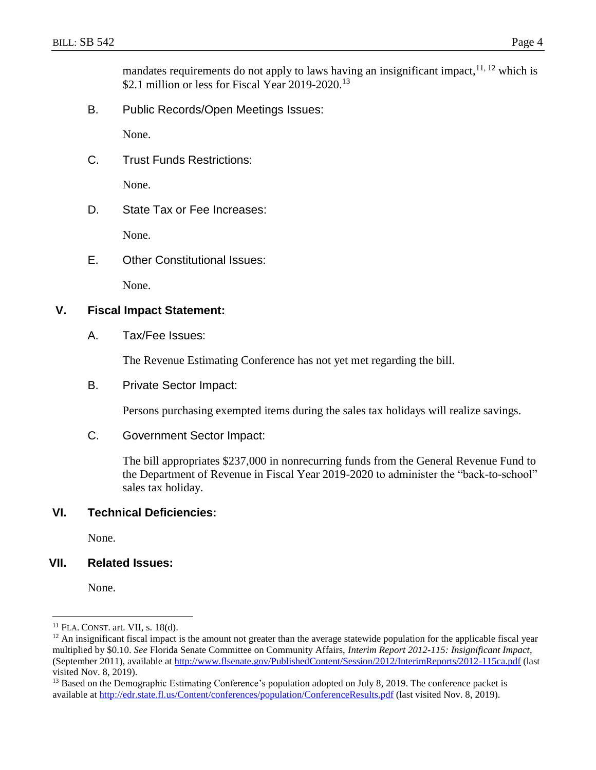mandates requirements do not apply to laws having an insignificant impact,[11, 12] which is $2.1 million or less for Fiscal Year 2019-2020.[13]

B. Public Records/Open Meetings Issues:

None.

C. Trust Funds Restrictions:

None.

D. State Tax or Fee Increases:

None.

E. Other Constitutional Issues:

None.

## V. Fiscal Impact Statement:

A. Tax/Fee Issues:

The Revenue Estimating Conference has not yet met regarding the bill.

B. Private Sector Impact:

Persons purchasing exempted items during the sales tax holidays will realize savings.

C. Government Sector Impact:

The bill appropriates $237,000 in nonrecurring funds from the General Revenue Fund to the Department of Revenue in Fiscal Year 2019-2020 to administer the "back-to-school" sales tax holiday.

## VI. Technical Deficiencies:

None.

## VII. Related Issues:

None.

---

[11] FLA. CONST. art. VII, s. 18(d).

[12] An insignificant fiscal impact is the amount not greater than the average statewide population for the applicable fiscal year multiplied by $0.10. *See* Florida Senate Committee on Community Affairs, *Interim Report 2012-115: Insignificant Impact*, (September 2011), available at http://www.flsenate.gov/PublishedContent/Session/2012/InterimReports/2012-115ca.pdf (last visited Nov. 8, 2019).

[13] Based on the Demographic Estimating Conference's population adopted on July 8, 2019. The conference packet is available at http://edr.state.fl.us/Content/conferences/population/ConferenceResults.pdf (last visited Nov. 8, 2019).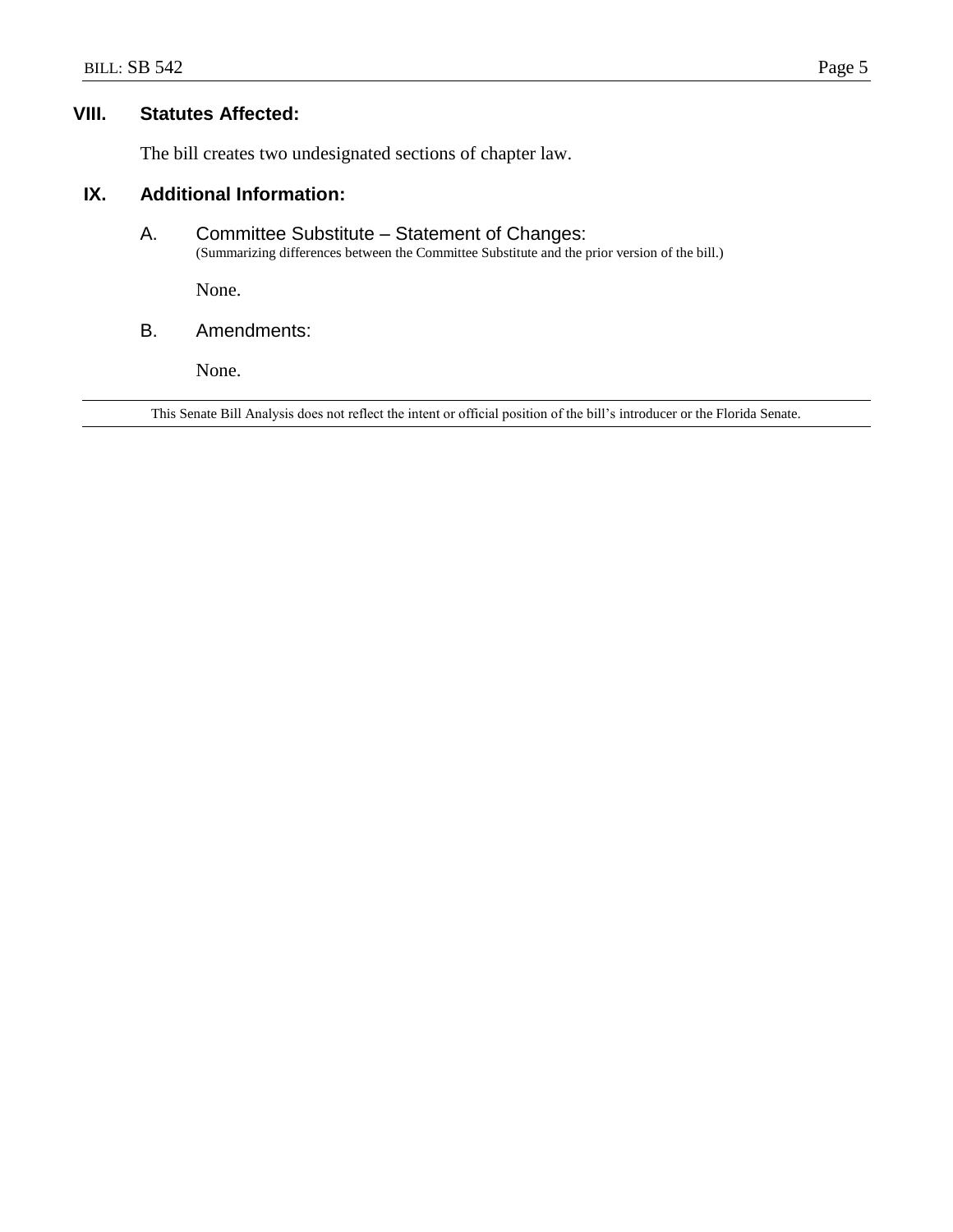## VIII. Statutes Affected:

The bill creates two undesignated sections of chapter law.

## IX. Additional Information:

### A. Committee Substitute – Statement of Changes:

(Summarizing differences between the Committee Substitute and the prior version of the bill.)

None.

### B. Amendments:

None.

This Senate Bill Analysis does not reflect the intent or official position of the bill's introducer or the Florida Senate.